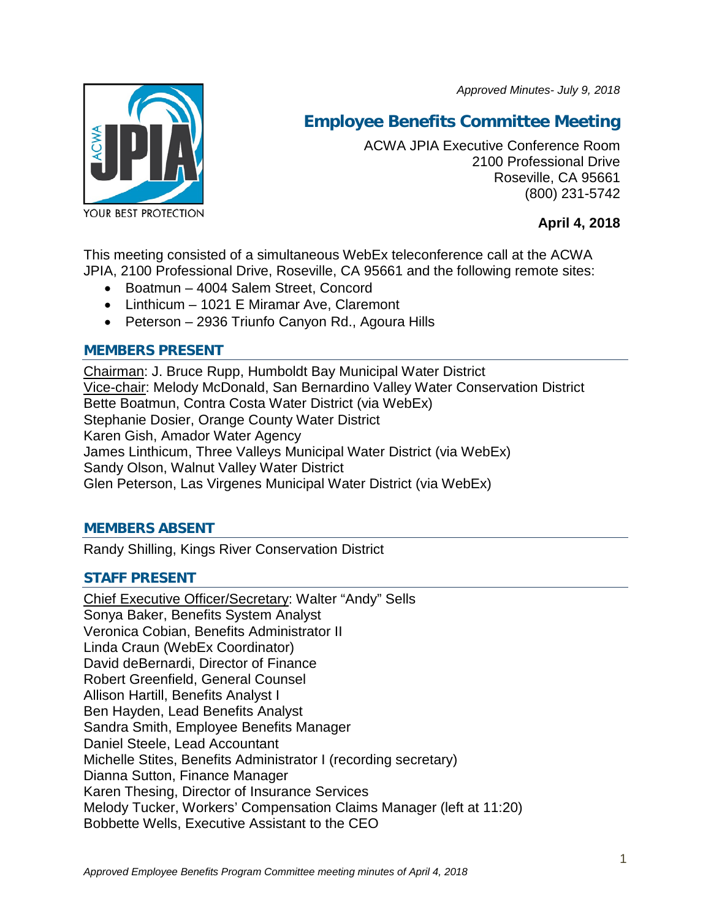*Approved Minutes- July 9, 2018*

# Employee Benefits Committee Meeting

ACWA JPIA Executive Conference Room
2100 Professional Drive
Roseville, CA 95661
(800) 231-5742

**April 4, 2018**

This meeting consisted of a simultaneous WebEx teleconference call at the ACWA JPIA, 2100 Professional Drive, Roseville, CA 95661 and the following remote sites:

- Boatmun – 4004 Salem Street, Concord
- Linthicum – 1021 E Miramar Ave, Claremont
- Peterson – 2936 Triunfo Canyon Rd., Agoura Hills

## MEMBERS PRESENT

Chairman: J. Bruce Rupp, Humboldt Bay Municipal Water District
Vice-chair: Melody McDonald, San Bernardino Valley Water Conservation District
Bette Boatmun, Contra Costa Water District (via WebEx)
Stephanie Dosier, Orange County Water District
Karen Gish, Amador Water Agency
James Linthicum, Three Valleys Municipal Water District (via WebEx)
Sandy Olson, Walnut Valley Water District
Glen Peterson, Las Virgenes Municipal Water District (via WebEx)

## MEMBERS ABSENT

Randy Shilling, Kings River Conservation District

## STAFF PRESENT

Chief Executive Officer/Secretary: Walter "Andy" Sells
Sonya Baker, Benefits System Analyst
Veronica Cobian, Benefits Administrator II
Linda Craun (WebEx Coordinator)
David deBernardi, Director of Finance
Robert Greenfield, General Counsel
Allison Hartill, Benefits Analyst I
Ben Hayden, Lead Benefits Analyst
Sandra Smith, Employee Benefits Manager
Daniel Steele, Lead Accountant
Michelle Stites, Benefits Administrator I (recording secretary)
Dianna Sutton, Finance Manager
Karen Thesing, Director of Insurance Services
Melody Tucker, Workers' Compensation Claims Manager (left at 11:20)
Bobbette Wells, Executive Assistant to the CEO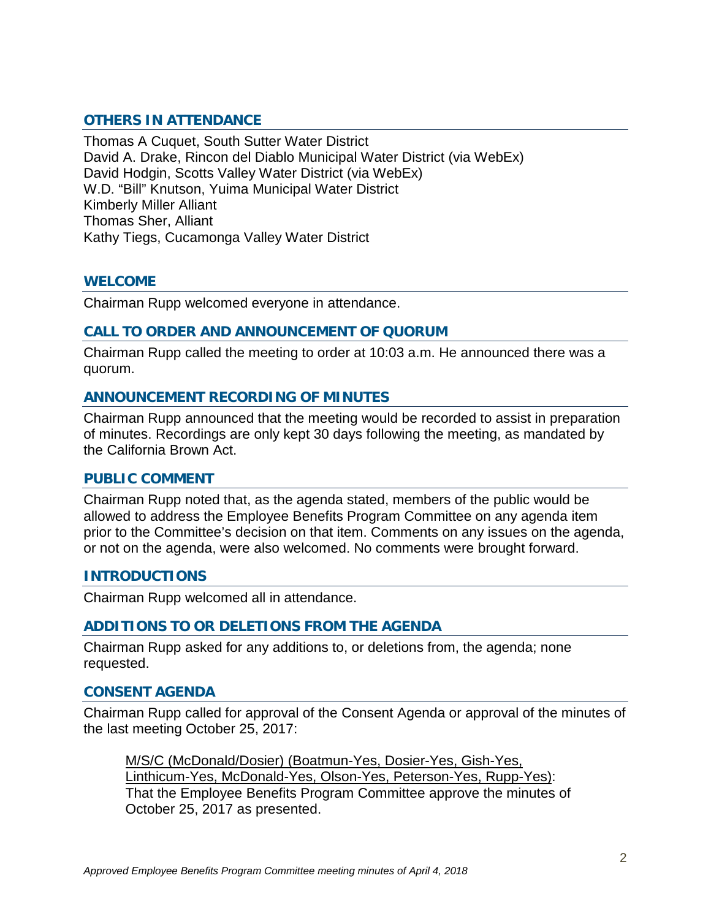## OTHERS IN ATTENDANCE

Thomas A Cuquet, South Sutter Water District
David A. Drake, Rincon del Diablo Municipal Water District (via WebEx)
David Hodgin, Scotts Valley Water District (via WebEx)
W.D. "Bill" Knutson, Yuima Municipal Water District
Kimberly Miller Alliant
Thomas Sher, Alliant
Kathy Tiegs, Cucamonga Valley Water District

## WELCOME

Chairman Rupp welcomed everyone in attendance.

## CALL TO ORDER AND ANNOUNCEMENT OF QUORUM

Chairman Rupp called the meeting to order at 10:03 a.m. He announced there was a quorum.

## ANNOUNCEMENT RECORDING OF MINUTES

Chairman Rupp announced that the meeting would be recorded to assist in preparation of minutes. Recordings are only kept 30 days following the meeting, as mandated by the California Brown Act.

## PUBLIC COMMENT

Chairman Rupp noted that, as the agenda stated, members of the public would be allowed to address the Employee Benefits Program Committee on any agenda item prior to the Committee's decision on that item. Comments on any issues on the agenda, or not on the agenda, were also welcomed. No comments were brought forward.

## INTRODUCTIONS

Chairman Rupp welcomed all in attendance.

## ADDITIONS TO OR DELETIONS FROM THE AGENDA

Chairman Rupp asked for any additions to, or deletions from, the agenda; none requested.

## CONSENT AGENDA

Chairman Rupp called for approval of the Consent Agenda or approval of the minutes of the last meeting October 25, 2017:

> M/S/C (McDonald/Dosier) (Boatmun-Yes, Dosier-Yes, Gish-Yes, Linthicum-Yes, McDonald-Yes, Olson-Yes, Peterson-Yes, Rupp-Yes): That the Employee Benefits Program Committee approve the minutes of October 25, 2017 as presented.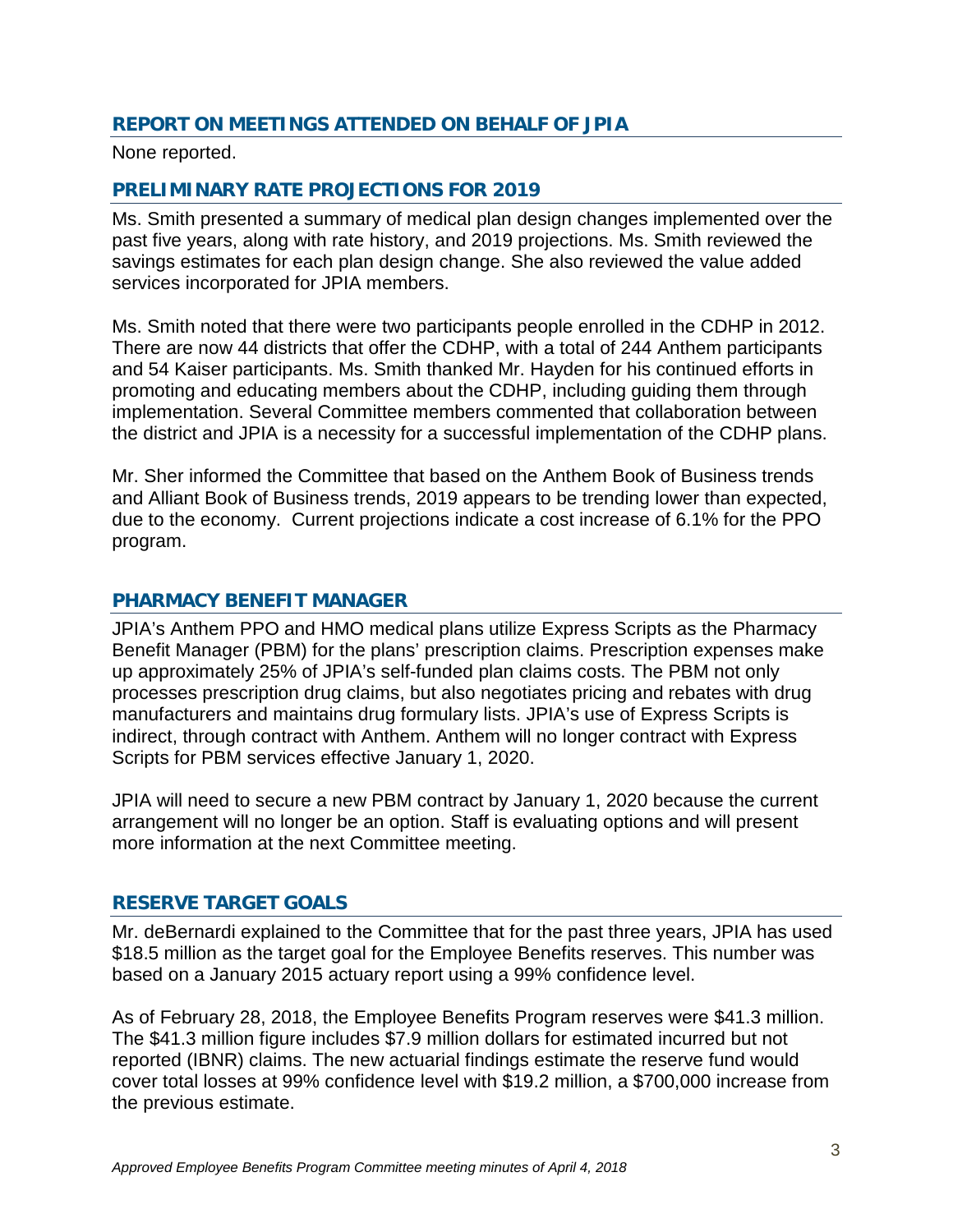## REPORT ON MEETINGS ATTENDED ON BEHALF OF JPIA

None reported.

## PRELIMINARY RATE PROJECTIONS FOR 2019

Ms. Smith presented a summary of medical plan design changes implemented over the past five years, along with rate history, and 2019 projections. Ms. Smith reviewed the savings estimates for each plan design change. She also reviewed the value added services incorporated for JPIA members.

Ms. Smith noted that there were two participants people enrolled in the CDHP in 2012. There are now 44 districts that offer the CDHP, with a total of 244 Anthem participants and 54 Kaiser participants. Ms. Smith thanked Mr. Hayden for his continued efforts in promoting and educating members about the CDHP, including guiding them through implementation. Several Committee members commented that collaboration between the district and JPIA is a necessity for a successful implementation of the CDHP plans.

Mr. Sher informed the Committee that based on the Anthem Book of Business trends and Alliant Book of Business trends, 2019 appears to be trending lower than expected, due to the economy. Current projections indicate a cost increase of 6.1% for the PPO program.

## PHARMACY BENEFIT MANAGER

JPIA's Anthem PPO and HMO medical plans utilize Express Scripts as the Pharmacy Benefit Manager (PBM) for the plans' prescription claims. Prescription expenses make up approximately 25% of JPIA's self-funded plan claims costs. The PBM not only processes prescription drug claims, but also negotiates pricing and rebates with drug manufacturers and maintains drug formulary lists. JPIA's use of Express Scripts is indirect, through contract with Anthem. Anthem will no longer contract with Express Scripts for PBM services effective January 1, 2020.

JPIA will need to secure a new PBM contract by January 1, 2020 because the current arrangement will no longer be an option. Staff is evaluating options and will present more information at the next Committee meeting.

## RESERVE TARGET GOALS

Mr. deBernardi explained to the Committee that for the past three years, JPIA has used \$18.5 million as the target goal for the Employee Benefits reserves. This number was based on a January 2015 actuary report using a 99% confidence level.

As of February 28, 2018, the Employee Benefits Program reserves were \$41.3 million. The \$41.3 million figure includes \$7.9 million dollars for estimated incurred but not reported (IBNR) claims. The new actuarial findings estimate the reserve fund would cover total losses at 99% confidence level with \$19.2 million, a \$700,000 increase from the previous estimate.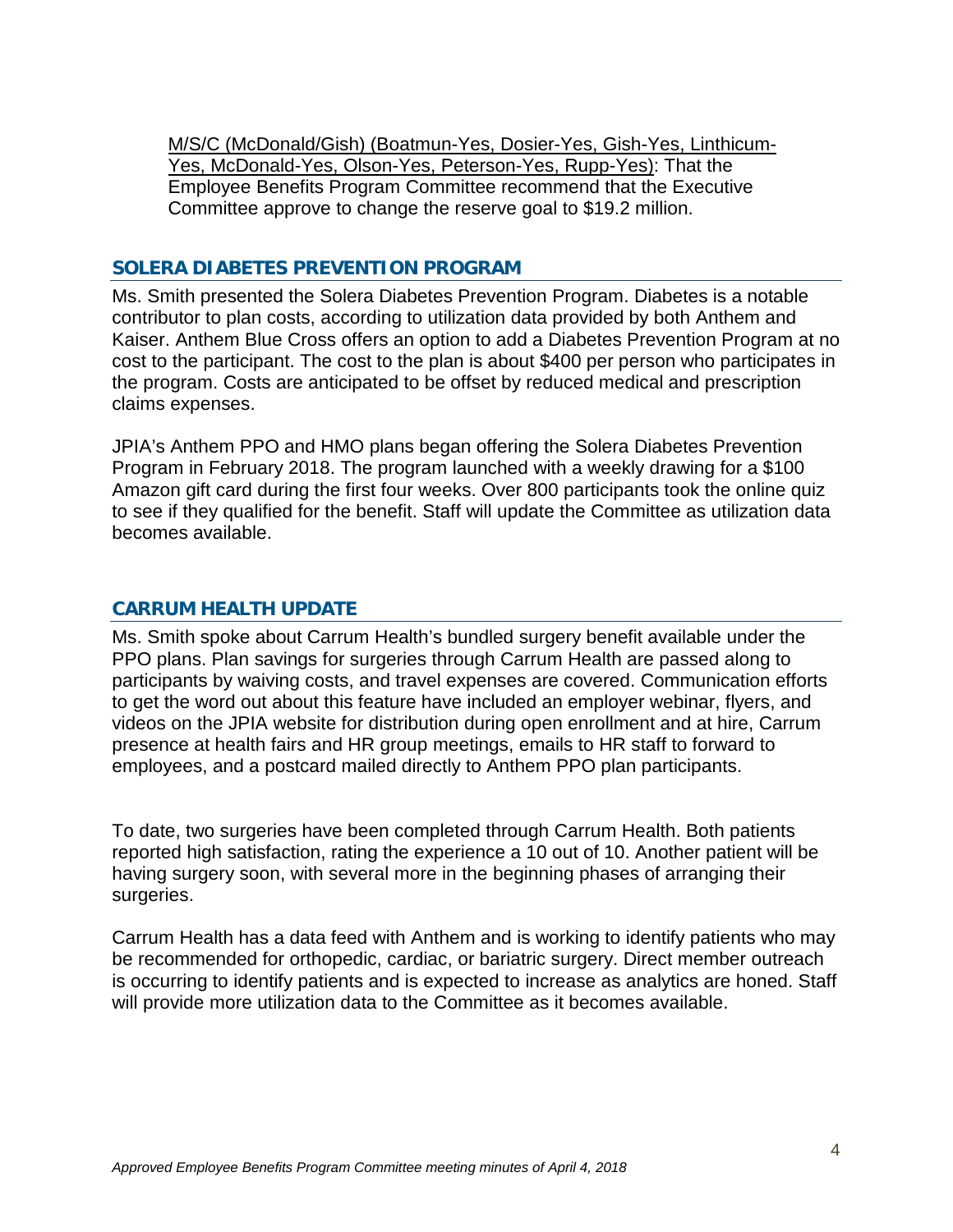M/S/C (McDonald/Gish) (Boatmun-Yes, Dosier-Yes, Gish-Yes, Linthicum-Yes, McDonald-Yes, Olson-Yes, Peterson-Yes, Rupp-Yes): That the Employee Benefits Program Committee recommend that the Executive Committee approve to change the reserve goal to $19.2 million.

## SOLERA DIABETES PREVENTION PROGRAM

Ms. Smith presented the Solera Diabetes Prevention Program. Diabetes is a notable contributor to plan costs, according to utilization data provided by both Anthem and Kaiser. Anthem Blue Cross offers an option to add a Diabetes Prevention Program at no cost to the participant. The cost to the plan is about $400 per person who participates in the program. Costs are anticipated to be offset by reduced medical and prescription claims expenses.

JPIA's Anthem PPO and HMO plans began offering the Solera Diabetes Prevention Program in February 2018. The program launched with a weekly drawing for a $100 Amazon gift card during the first four weeks. Over 800 participants took the online quiz to see if they qualified for the benefit. Staff will update the Committee as utilization data becomes available.

## CARRUM HEALTH UPDATE

Ms. Smith spoke about Carrum Health's bundled surgery benefit available under the PPO plans. Plan savings for surgeries through Carrum Health are passed along to participants by waiving costs, and travel expenses are covered. Communication efforts to get the word out about this feature have included an employer webinar, flyers, and videos on the JPIA website for distribution during open enrollment and at hire, Carrum presence at health fairs and HR group meetings, emails to HR staff to forward to employees, and a postcard mailed directly to Anthem PPO plan participants.

To date, two surgeries have been completed through Carrum Health. Both patients reported high satisfaction, rating the experience a 10 out of 10. Another patient will be having surgery soon, with several more in the beginning phases of arranging their surgeries.

Carrum Health has a data feed with Anthem and is working to identify patients who may be recommended for orthopedic, cardiac, or bariatric surgery. Direct member outreach is occurring to identify patients and is expected to increase as analytics are honed. Staff will provide more utilization data to the Committee as it becomes available.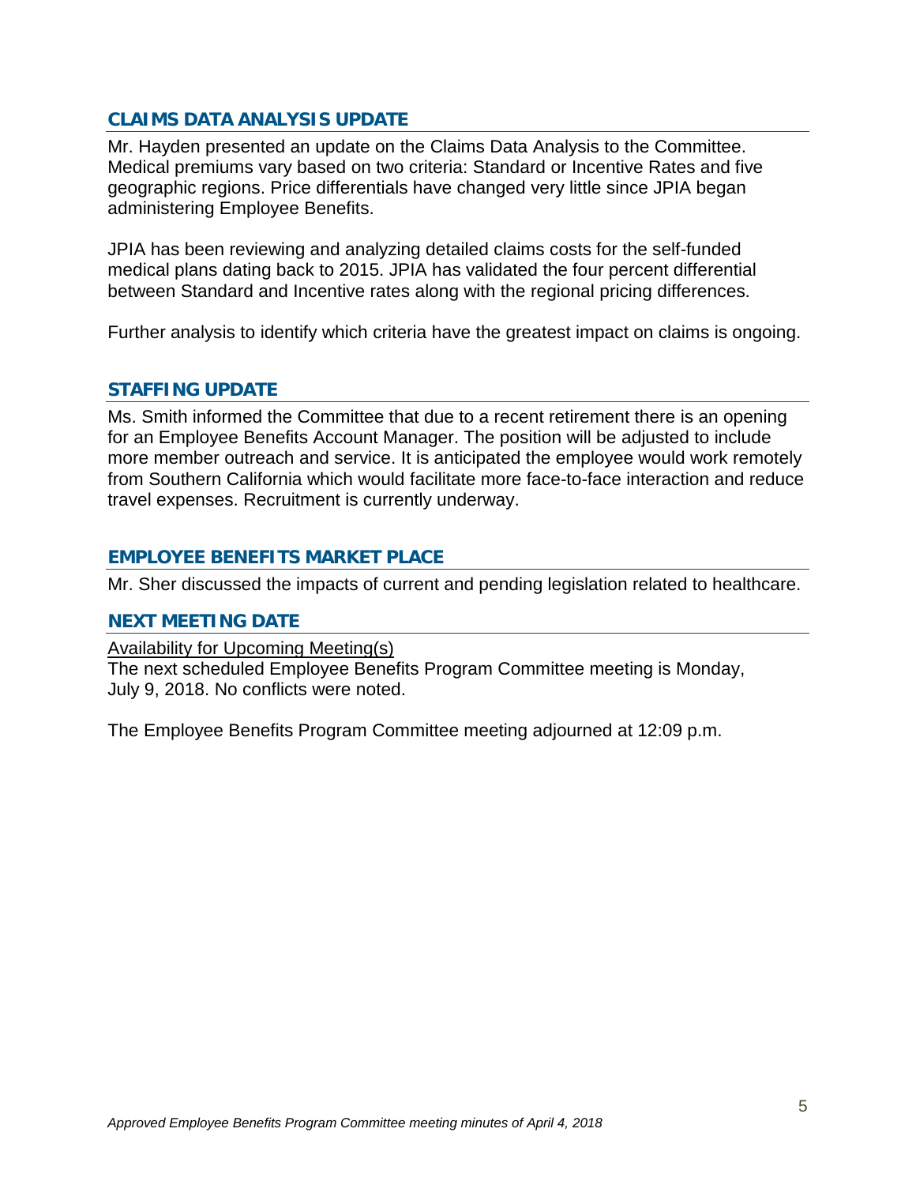## CLAIMS DATA ANALYSIS UPDATE

Mr. Hayden presented an update on the Claims Data Analysis to the Committee. Medical premiums vary based on two criteria: Standard or Incentive Rates and five geographic regions. Price differentials have changed very little since JPIA began administering Employee Benefits.

JPIA has been reviewing and analyzing detailed claims costs for the self-funded medical plans dating back to 2015. JPIA has validated the four percent differential between Standard and Incentive rates along with the regional pricing differences.

Further analysis to identify which criteria have the greatest impact on claims is ongoing.

## STAFFING UPDATE

Ms. Smith informed the Committee that due to a recent retirement there is an opening for an Employee Benefits Account Manager. The position will be adjusted to include more member outreach and service. It is anticipated the employee would work remotely from Southern California which would facilitate more face-to-face interaction and reduce travel expenses. Recruitment is currently underway.

## EMPLOYEE BENEFITS MARKET PLACE

Mr. Sher discussed the impacts of current and pending legislation related to healthcare.

## NEXT MEETING DATE

Availability for Upcoming Meeting(s)

The next scheduled Employee Benefits Program Committee meeting is Monday, July 9, 2018. No conflicts were noted.

The Employee Benefits Program Committee meeting adjourned at 12:09 p.m.